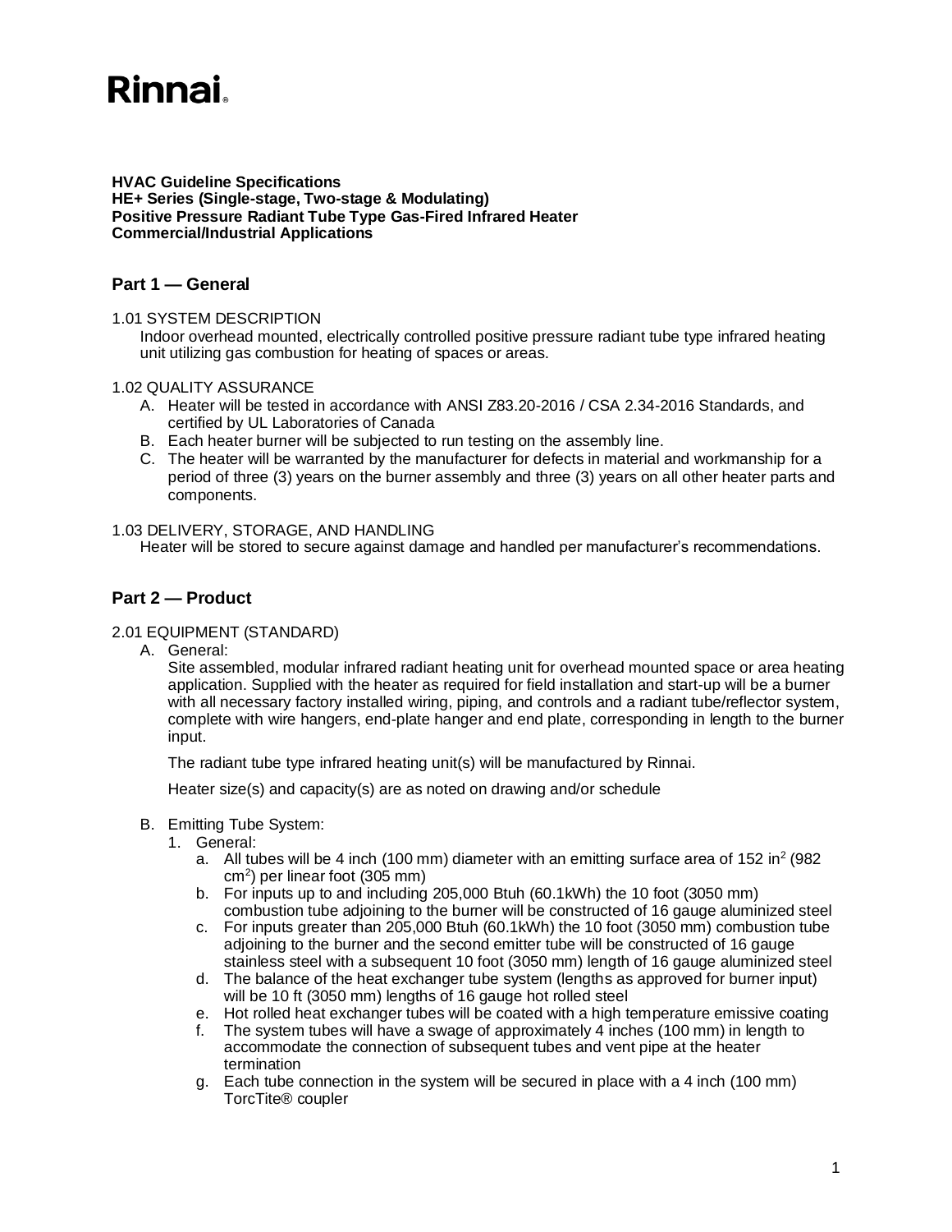Rinnai

**HVAC Guideline Specifications**
**HE+ Series (Single-stage, Two-stage & Modulating)**
**Positive Pressure Radiant Tube Type Gas-Fired Infrared Heater**
**Commercial/Industrial Applications**

## Part 1 — General

1.01 SYSTEM DESCRIPTION

Indoor overhead mounted, electrically controlled positive pressure radiant tube type infrared heating unit utilizing gas combustion for heating of spaces or areas.

1.02 QUALITY ASSURANCE

A. Heater will be tested in accordance with ANSI Z83.20-2016 / CSA 2.34-2016 Standards, and certified by UL Laboratories of Canada
B. Each heater burner will be subjected to run testing on the assembly line.
C. The heater will be warranted by the manufacturer for defects in material and workmanship for a period of three (3) years on the burner assembly and three (3) years on all other heater parts and components.

1.03 DELIVERY, STORAGE, AND HANDLING

Heater will be stored to secure against damage and handled per manufacturer's recommendations.

## Part 2 — Product

2.01 EQUIPMENT (STANDARD)

A. General:

Site assembled, modular infrared radiant heating unit for overhead mounted space or area heating application. Supplied with the heater as required for field installation and start-up will be a burner with all necessary factory installed wiring, piping, and controls and a radiant tube/reflector system, complete with wire hangers, end-plate hanger and end plate, corresponding in length to the burner input.

The radiant tube type infrared heating unit(s) will be manufactured by Rinnai.

Heater size(s) and capacity(s) are as noted on drawing and/or schedule

B. Emitting Tube System:

1. General:
   a. All tubes will be 4 inch (100 mm) diameter with an emitting surface area of 152 in$^2$ (982 cm$^2$) per linear foot (305 mm)
   b. For inputs up to and including 205,000 Btuh (60.1kWh) the 10 foot (3050 mm) combustion tube adjoining to the burner will be constructed of 16 gauge aluminized steel
   c. For inputs greater than 205,000 Btuh (60.1kWh) the 10 foot (3050 mm) combustion tube adjoining to the burner and the second emitter tube will be constructed of 16 gauge stainless steel with a subsequent 10 foot (3050 mm) length of 16 gauge aluminized steel
   d. The balance of the heat exchanger tube system (lengths as approved for burner input) will be 10 ft (3050 mm) lengths of 16 gauge hot rolled steel
   e. Hot rolled heat exchanger tubes will be coated with a high temperature emissive coating
   f. The system tubes will have a swage of approximately 4 inches (100 mm) in length to accommodate the connection of subsequent tubes and vent pipe at the heater termination
   g. Each tube connection in the system will be secured in place with a 4 inch (100 mm) TorcTite® coupler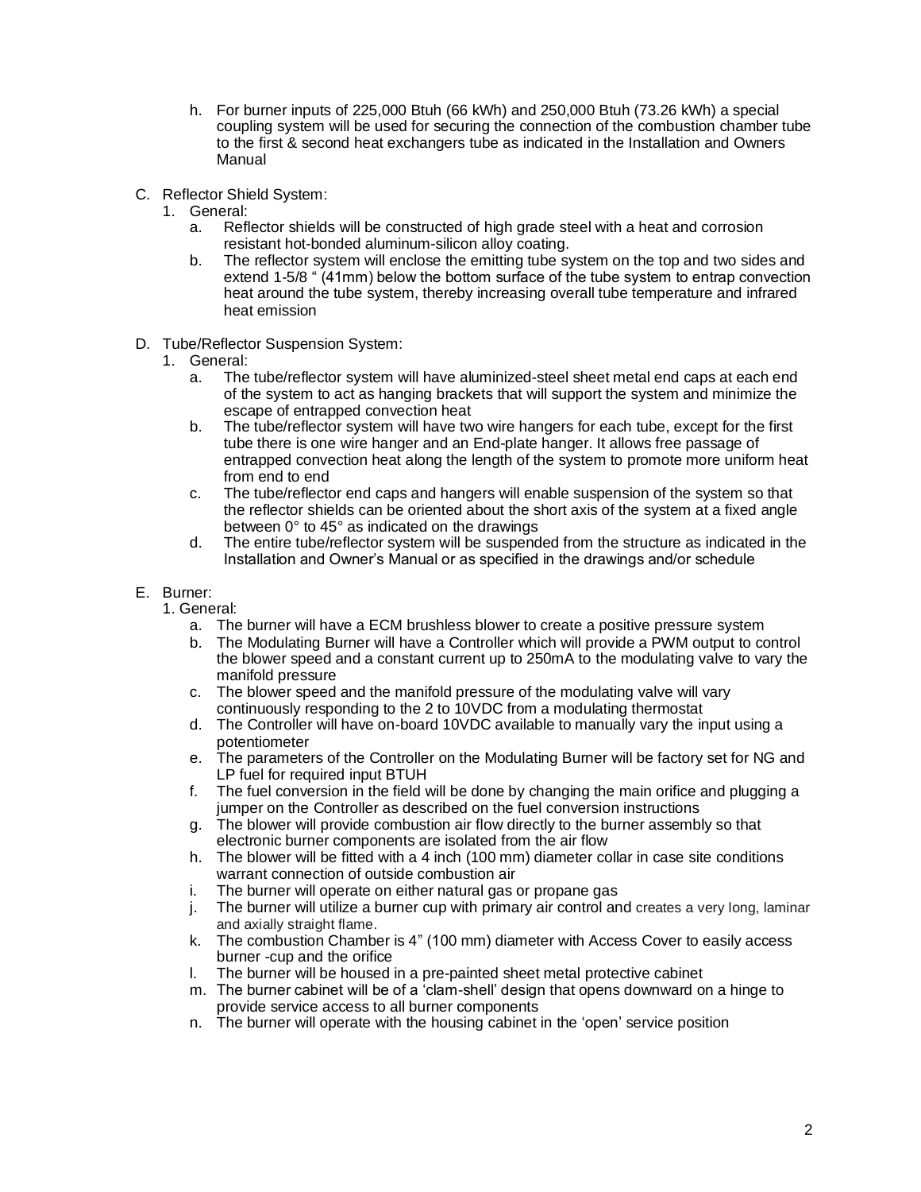h. For burner inputs of 225,000 Btuh (66 kWh) and 250,000 Btuh (73.26 kWh) a special coupling system will be used for securing the connection of the combustion chamber tube to the first & second heat exchangers tube as indicated in the Installation and Owners Manual

C. Reflector Shield System:
   1. General:
      a. Reflector shields will be constructed of high grade steel with a heat and corrosion resistant hot-bonded aluminum-silicon alloy coating.
      b. The reflector system will enclose the emitting tube system on the top and two sides and extend 1-5/8 " (41mm) below the bottom surface of the tube system to entrap convection heat around the tube system, thereby increasing overall tube temperature and infrared heat emission

D. Tube/Reflector Suspension System:
   1. General:
      a. The tube/reflector system will have aluminized-steel sheet metal end caps at each end of the system to act as hanging brackets that will support the system and minimize the escape of entrapped convection heat
      b. The tube/reflector system will have two wire hangers for each tube, except for the first tube there is one wire hanger and an End-plate hanger. It allows free passage of entrapped convection heat along the length of the system to promote more uniform heat from end to end
      c. The tube/reflector end caps and hangers will enable suspension of the system so that the reflector shields can be oriented about the short axis of the system at a fixed angle between 0° to 45° as indicated on the drawings
      d. The entire tube/reflector system will be suspended from the structure as indicated in the Installation and Owner's Manual or as specified in the drawings and/or schedule

E. Burner:
   1. General:
      a. The burner will have a ECM brushless blower to create a positive pressure system
      b. The Modulating Burner will have a Controller which will provide a PWM output to control the blower speed and a constant current up to 250mA to the modulating valve to vary the manifold pressure
      c. The blower speed and the manifold pressure of the modulating valve will vary continuously responding to the 2 to 10VDC from a modulating thermostat
      d. The Controller will have on-board 10VDC available to manually vary the input using a potentiometer
      e. The parameters of the Controller on the Modulating Burner will be factory set for NG and LP fuel for required input BTUH
      f. The fuel conversion in the field will be done by changing the main orifice and plugging a jumper on the Controller as described on the fuel conversion instructions
      g. The blower will provide combustion air flow directly to the burner assembly so that electronic burner components are isolated from the air flow
      h. The blower will be fitted with a 4 inch (100 mm) diameter collar in case site conditions warrant connection of outside combustion air
      i. The burner will operate on either natural gas or propane gas
      j. The burner will utilize a burner cup with primary air control and creates a very long, laminar and axially straight flame.
      k. The combustion Chamber is 4" (100 mm) diameter with Access Cover to easily access burner -cup and the orifice
      l. The burner will be housed in a pre-painted sheet metal protective cabinet
      m. The burner cabinet will be of a 'clam-shell' design that opens downward on a hinge to provide service access to all burner components
      n. The burner will operate with the housing cabinet in the 'open' service position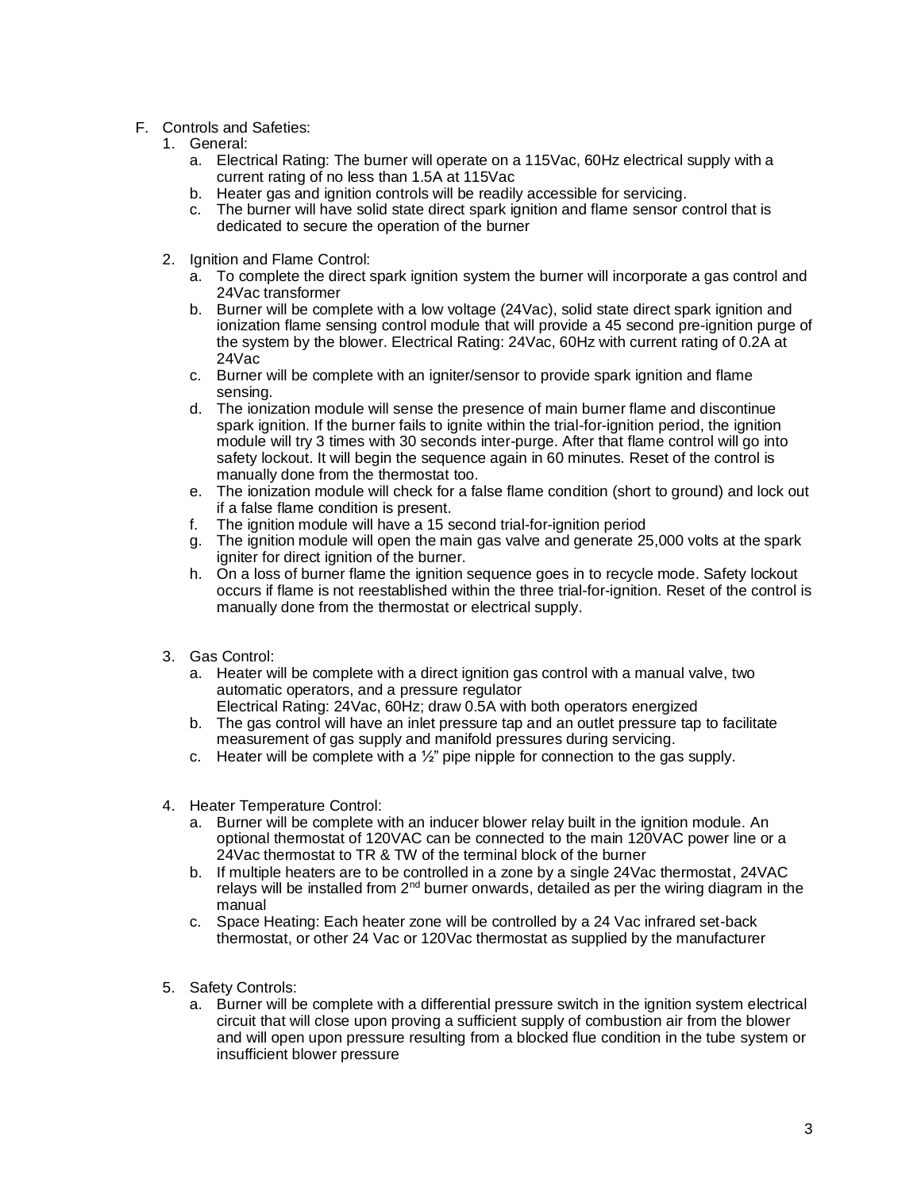F. Controls and Safeties:
   1. General:
      a. Electrical Rating: The burner will operate on a 115Vac, 60Hz electrical supply with a current rating of no less than 1.5A at 115Vac
      b. Heater gas and ignition controls will be readily accessible for servicing.
      c. The burner will have solid state direct spark ignition and flame sensor control that is dedicated to secure the operation of the burner

   2. Ignition and Flame Control:
      a. To complete the direct spark ignition system the burner will incorporate a gas control and 24Vac transformer
      b. Burner will be complete with a low voltage (24Vac), solid state direct spark ignition and ionization flame sensing control module that will provide a 45 second pre-ignition purge of the system by the blower. Electrical Rating: 24Vac, 60Hz with current rating of 0.2A at 24Vac
      c. Burner will be complete with an igniter/sensor to provide spark ignition and flame sensing.
      d. The ionization module will sense the presence of main burner flame and discontinue spark ignition. If the burner fails to ignite within the trial-for-ignition period, the ignition module will try 3 times with 30 seconds inter-purge. After that flame control will go into safety lockout. It will begin the sequence again in 60 minutes. Reset of the control is manually done from the thermostat too.
      e. The ionization module will check for a false flame condition (short to ground) and lock out if a false flame condition is present.
      f. The ignition module will have a 15 second trial-for-ignition period
      g. The ignition module will open the main gas valve and generate 25,000 volts at the spark igniter for direct ignition of the burner.
      h. On a loss of burner flame the ignition sequence goes in to recycle mode. Safety lockout occurs if flame is not reestablished within the three trial-for-ignition. Reset of the control is manually done from the thermostat or electrical supply.

   3. Gas Control:
      a. Heater will be complete with a direct ignition gas control with a manual valve, two automatic operators, and a pressure regulator
         Electrical Rating: 24Vac, 60Hz; draw 0.5A with both operators energized
      b. The gas control will have an inlet pressure tap and an outlet pressure tap to facilitate measurement of gas supply and manifold pressures during servicing.
      c. Heater will be complete with a ½" pipe nipple for connection to the gas supply.

   4. Heater Temperature Control:
      a. Burner will be complete with an inducer blower relay built in the ignition module. An optional thermostat of 120VAC can be connected to the main 120VAC power line or a 24Vac thermostat to TR & TW of the terminal block of the burner
      b. If multiple heaters are to be controlled in a zone by a single 24Vac thermostat, 24VAC relays will be installed from 2nd burner onwards, detailed as per the wiring diagram in the manual
      c. Space Heating: Each heater zone will be controlled by a 24 Vac infrared set-back thermostat, or other 24 Vac or 120Vac thermostat as supplied by the manufacturer

   5. Safety Controls:
      a. Burner will be complete with a differential pressure switch in the ignition system electrical circuit that will close upon proving a sufficient supply of combustion air from the blower and will open upon pressure resulting from a blocked flue condition in the tube system or insufficient blower pressure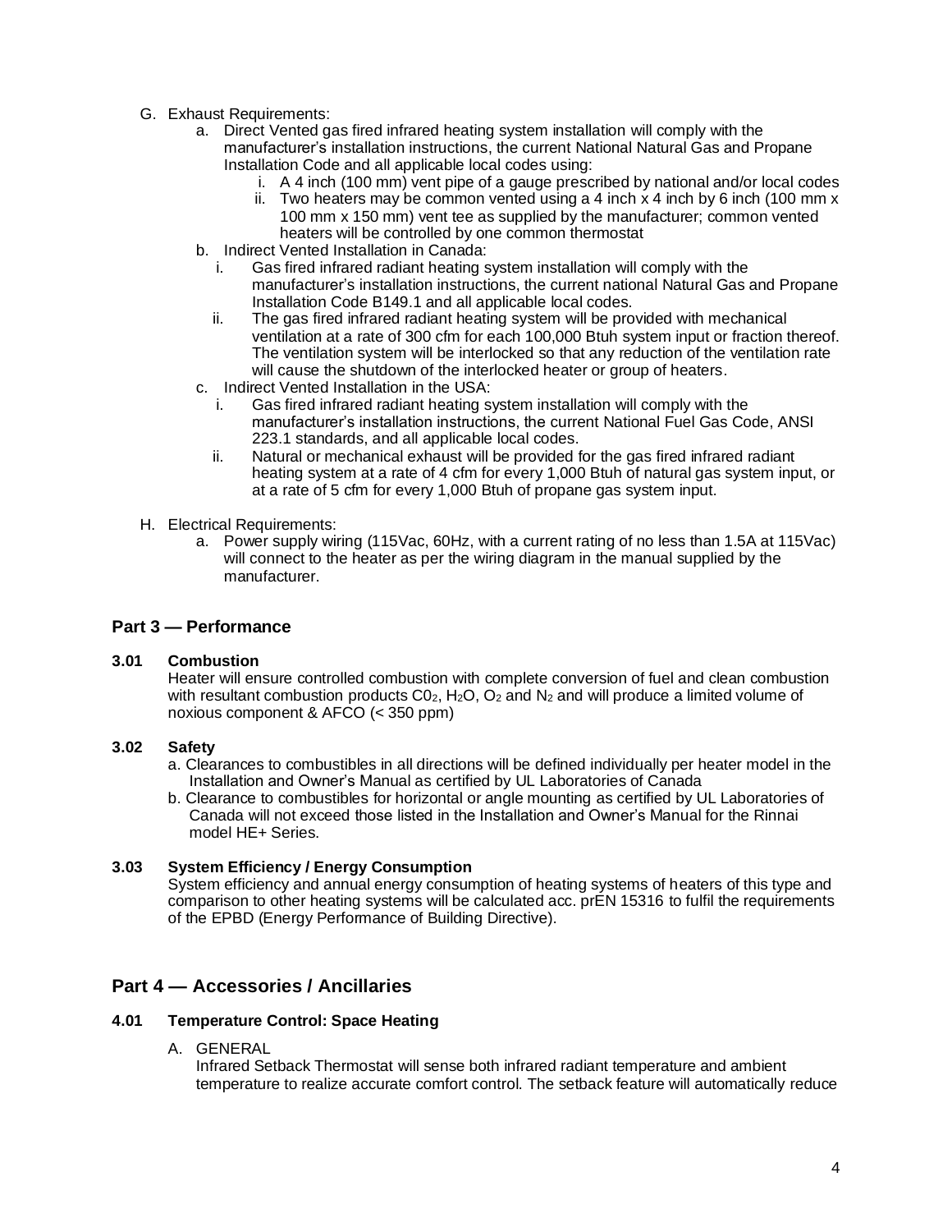G. Exhaust Requirements:
   a. Direct Vented gas fired infrared heating system installation will comply with the manufacturer's installation instructions, the current National Natural Gas and Propane Installation Code and all applicable local codes using:
      i. A 4 inch (100 mm) vent pipe of a gauge prescribed by national and/or local codes
      ii. Two heaters may be common vented using a 4 inch x 4 inch by 6 inch (100 mm x 100 mm x 150 mm) vent tee as supplied by the manufacturer; common vented heaters will be controlled by one common thermostat
   b. Indirect Vented Installation in Canada:
      i. Gas fired infrared radiant heating system installation will comply with the manufacturer's installation instructions, the current national Natural Gas and Propane Installation Code B149.1 and all applicable local codes.
      ii. The gas fired infrared radiant heating system will be provided with mechanical ventilation at a rate of 300 cfm for each 100,000 Btuh system input or fraction thereof. The ventilation system will be interlocked so that any reduction of the ventilation rate will cause the shutdown of the interlocked heater or group of heaters.
   c. Indirect Vented Installation in the USA:
      i. Gas fired infrared radiant heating system installation will comply with the manufacturer's installation instructions, the current National Fuel Gas Code, ANSI 223.1 standards, and all applicable local codes.
      ii. Natural or mechanical exhaust will be provided for the gas fired infrared radiant heating system at a rate of 4 cfm for every 1,000 Btuh of natural gas system input, or at a rate of 5 cfm for every 1,000 Btuh of propane gas system input.

H. Electrical Requirements:
   a. Power supply wiring (115Vac, 60Hz, with a current rating of no less than 1.5A at 115Vac) will connect to the heater as per the wiring diagram in the manual supplied by the manufacturer.

## Part 3 — Performance

### 3.01 Combustion

Heater will ensure controlled combustion with complete conversion of fuel and clean combustion with resultant combustion products $C0_2$, $H_2O$, $O_2$ and $N_2$ and will produce a limited volume of noxious component & AFCO (< 350 ppm)

### 3.02 Safety

a. Clearances to combustibles in all directions will be defined individually per heater model in the Installation and Owner's Manual as certified by UL Laboratories of Canada

b. Clearance to combustibles for horizontal or angle mounting as certified by UL Laboratories of Canada will not exceed those listed in the Installation and Owner's Manual for the Rinnai model HE+ Series.

### 3.03 System Efficiency / Energy Consumption

System efficiency and annual energy consumption of heating systems of heaters of this type and comparison to other heating systems will be calculated acc. prEN 15316 to fulfil the requirements of the EPBD (Energy Performance of Building Directive).

## Part 4 — Accessories / Ancillaries

### 4.01 Temperature Control: Space Heating

A. GENERAL

Infrared Setback Thermostat will sense both infrared radiant temperature and ambient temperature to realize accurate comfort control. The setback feature will automatically reduce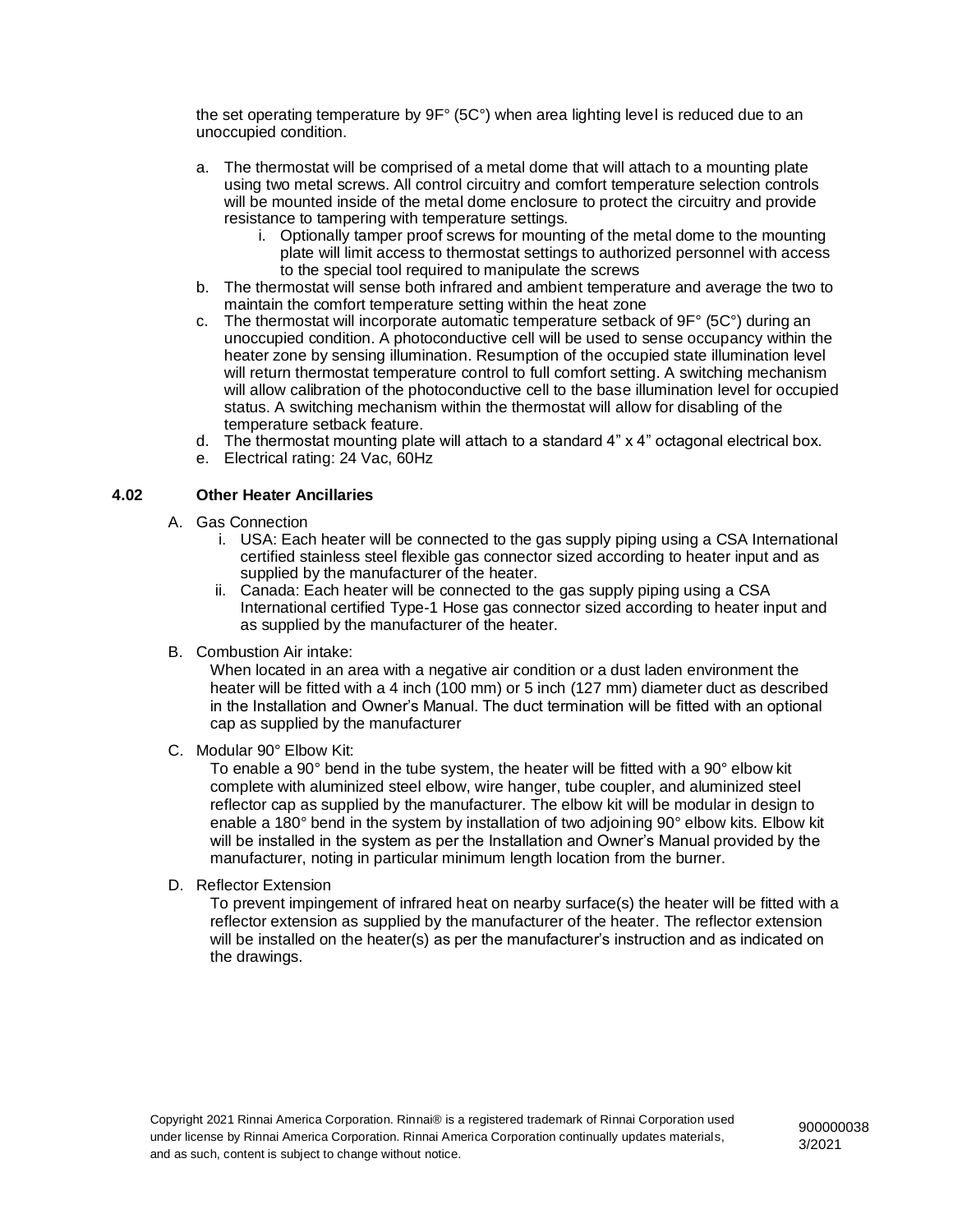the set operating temperature by 9F° (5C°) when area lighting level is reduced due to an unoccupied condition.

a. The thermostat will be comprised of a metal dome that will attach to a mounting plate using two metal screws. All control circuitry and comfort temperature selection controls will be mounted inside of the metal dome enclosure to protect the circuitry and provide resistance to tampering with temperature settings.
   i. Optionally tamper proof screws for mounting of the metal dome to the mounting plate will limit access to thermostat settings to authorized personnel with access to the special tool required to manipulate the screws
b. The thermostat will sense both infrared and ambient temperature and average the two to maintain the comfort temperature setting within the heat zone
c. The thermostat will incorporate automatic temperature setback of 9F° (5C°) during an unoccupied condition. A photoconductive cell will be used to sense occupancy within the heater zone by sensing illumination. Resumption of the occupied state illumination level will return thermostat temperature control to full comfort setting. A switching mechanism will allow calibration of the photoconductive cell to the base illumination level for occupied status. A switching mechanism within the thermostat will allow for disabling of the temperature setback feature.
d. The thermostat mounting plate will attach to a standard 4" x 4" octagonal electrical box.
e. Electrical rating: 24 Vac, 60Hz

**4.02 Other Heater Ancillaries**

A. Gas Connection
   i. USA: Each heater will be connected to the gas supply piping using a CSA International certified stainless steel flexible gas connector sized according to heater input and as supplied by the manufacturer of the heater.
   ii. Canada: Each heater will be connected to the gas supply piping using a CSA International certified Type-1 Hose gas connector sized according to heater input and as supplied by the manufacturer of the heater.

B. Combustion Air intake:

   When located in an area with a negative air condition or a dust laden environment the heater will be fitted with a 4 inch (100 mm) or 5 inch (127 mm) diameter duct as described in the Installation and Owner's Manual. The duct termination will be fitted with an optional cap as supplied by the manufacturer

C. Modular 90° Elbow Kit:

   To enable a 90° bend in the tube system, the heater will be fitted with a 90° elbow kit complete with aluminized steel elbow, wire hanger, tube coupler, and aluminized steel reflector cap as supplied by the manufacturer. The elbow kit will be modular in design to enable a 180° bend in the system by installation of two adjoining 90° elbow kits. Elbow kit will be installed in the system as per the Installation and Owner's Manual provided by the manufacturer, noting in particular minimum length location from the burner.

D. Reflector Extension

   To prevent impingement of infrared heat on nearby surface(s) the heater will be fitted with a reflector extension as supplied by the manufacturer of the heater. The reflector extension will be installed on the heater(s) as per the manufacturer's instruction and as indicated on the drawings.